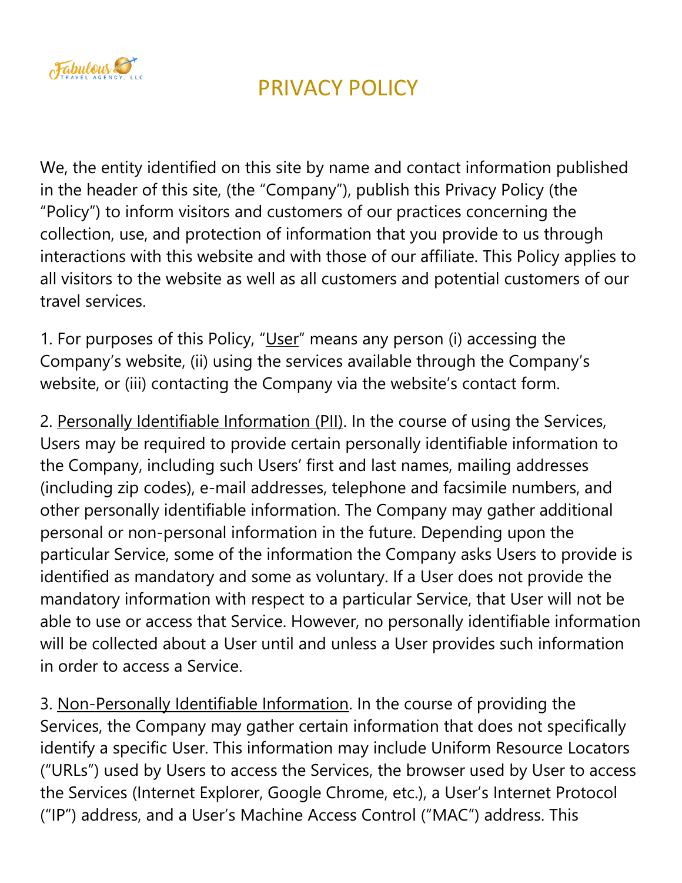# PRIVACY POLICY

We, the entity identified on this site by name and contact information published in the header of this site, (the "Company"), publish this Privacy Policy (the "Policy") to inform visitors and customers of our practices concerning the collection, use, and protection of information that you provide to us through interactions with this website and with those of our affiliate. This Policy applies to all visitors to the website as well as all customers and potential customers of our travel services.

1. For purposes of this Policy, "User" means any person (i) accessing the Company's website, (ii) using the services available through the Company's website, or (iii) contacting the Company via the website's contact form.

2. Personally Identifiable Information (PII). In the course of using the Services, Users may be required to provide certain personally identifiable information to the Company, including such Users' first and last names, mailing addresses (including zip codes), e-mail addresses, telephone and facsimile numbers, and other personally identifiable information. The Company may gather additional personal or non-personal information in the future. Depending upon the particular Service, some of the information the Company asks Users to provide is identified as mandatory and some as voluntary. If a User does not provide the mandatory information with respect to a particular Service, that User will not be able to use or access that Service. However, no personally identifiable information will be collected about a User until and unless a User provides such information in order to access a Service.

3. Non-Personally Identifiable Information. In the course of providing the Services, the Company may gather certain information that does not specifically identify a specific User. This information may include Uniform Resource Locators ("URLs") used by Users to access the Services, the browser used by User to access the Services (Internet Explorer, Google Chrome, etc.), a User's Internet Protocol ("IP") address, and a User's Machine Access Control ("MAC") address. This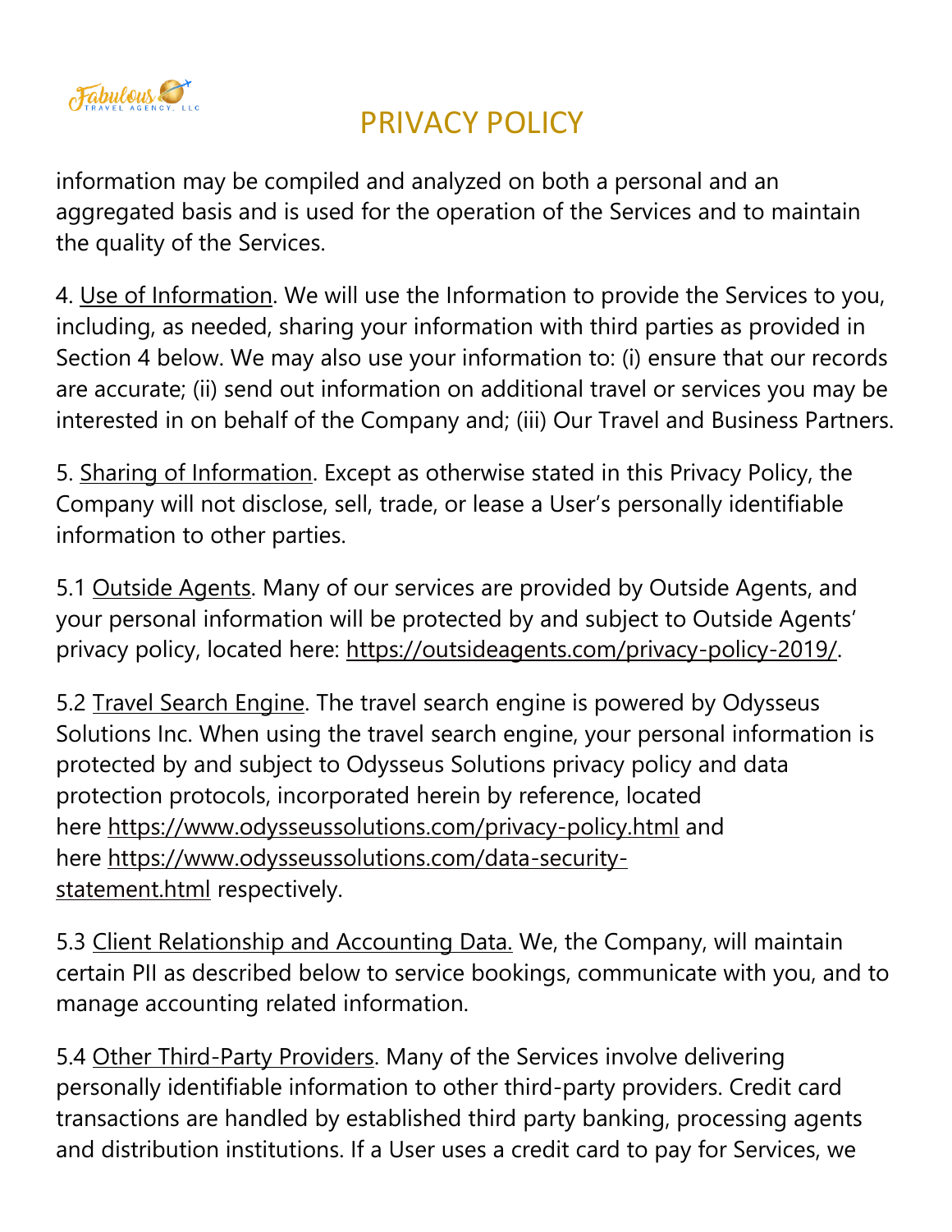information may be compiled and analyzed on both a personal and an aggregated basis and is used for the operation of the Services and to maintain the quality of the Services.

4. Use of Information. We will use the Information to provide the Services to you, including, as needed, sharing your information with third parties as provided in Section 4 below. We may also use your information to: (i) ensure that our records are accurate; (ii) send out information on additional travel or services you may be interested in on behalf of the Company and; (iii) Our Travel and Business Partners.

5. Sharing of Information. Except as otherwise stated in this Privacy Policy, the Company will not disclose, sell, trade, or lease a User's personally identifiable information to other parties.

5.1 Outside Agents. Many of our services are provided by Outside Agents, and your personal information will be protected by and subject to Outside Agents' privacy policy, located here: https://outsideagents.com/privacy-policy-2019/.

5.2 Travel Search Engine. The travel search engine is powered by Odysseus Solutions Inc. When using the travel search engine, your personal information is protected by and subject to Odysseus Solutions privacy policy and data protection protocols, incorporated herein by reference, located here https://www.odysseussolutions.com/privacy-policy.html and here https://www.odysseussolutions.com/data-security-statement.html respectively.

5.3 Client Relationship and Accounting Data. We, the Company, will maintain certain PII as described below to service bookings, communicate with you, and to manage accounting related information.

5.4 Other Third-Party Providers. Many of the Services involve delivering personally identifiable information to other third-party providers. Credit card transactions are handled by established third party banking, processing agents and distribution institutions. If a User uses a credit card to pay for Services, we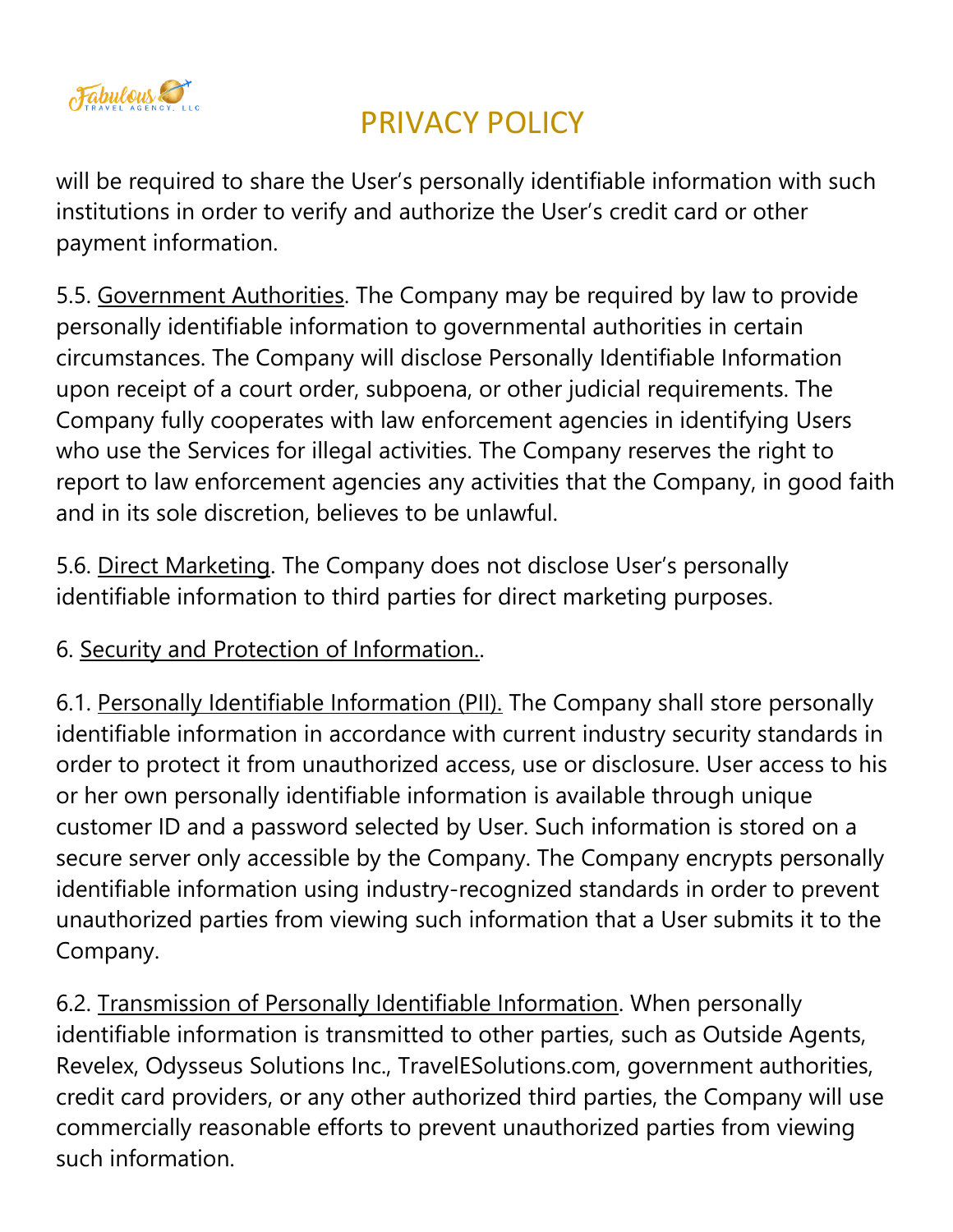will be required to share the User's personally identifiable information with such institutions in order to verify and authorize the User's credit card or other payment information.

5.5. Government Authorities. The Company may be required by law to provide personally identifiable information to governmental authorities in certain circumstances. The Company will disclose Personally Identifiable Information upon receipt of a court order, subpoena, or other judicial requirements. The Company fully cooperates with law enforcement agencies in identifying Users who use the Services for illegal activities. The Company reserves the right to report to law enforcement agencies any activities that the Company, in good faith and in its sole discretion, believes to be unlawful.

5.6. Direct Marketing. The Company does not disclose User's personally identifiable information to third parties for direct marketing purposes.

6. Security and Protection of Information..

6.1. Personally Identifiable Information (PII). The Company shall store personally identifiable information in accordance with current industry security standards in order to protect it from unauthorized access, use or disclosure. User access to his or her own personally identifiable information is available through unique customer ID and a password selected by User. Such information is stored on a secure server only accessible by the Company. The Company encrypts personally identifiable information using industry-recognized standards in order to prevent unauthorized parties from viewing such information that a User submits it to the Company.

6.2. Transmission of Personally Identifiable Information. When personally identifiable information is transmitted to other parties, such as Outside Agents, Revelex, Odysseus Solutions Inc., TravelESolutions.com, government authorities, credit card providers, or any other authorized third parties, the Company will use commercially reasonable efforts to prevent unauthorized parties from viewing such information.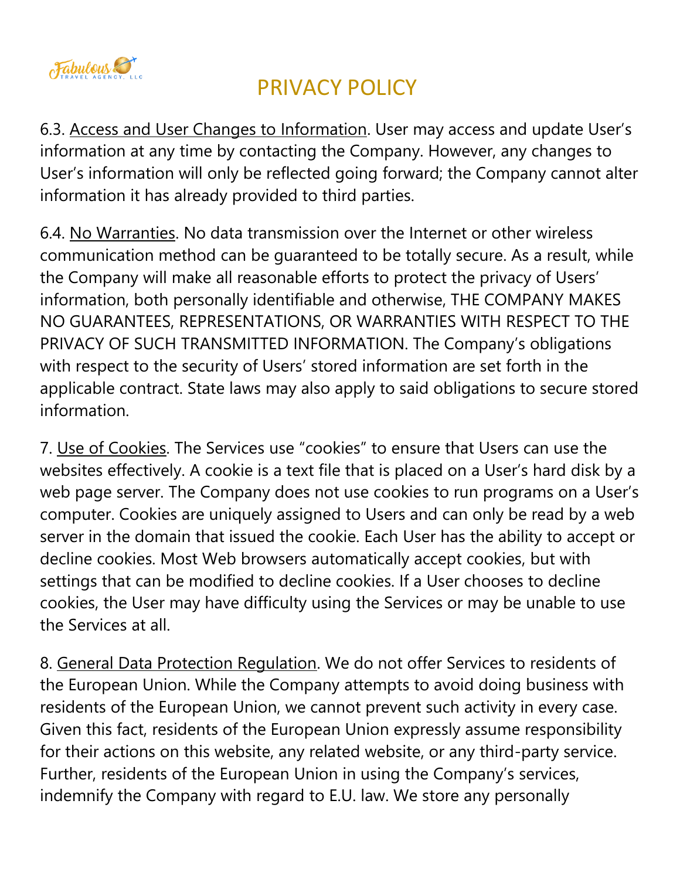6.3. Access and User Changes to Information. User may access and update User's information at any time by contacting the Company. However, any changes to User's information will only be reflected going forward; the Company cannot alter information it has already provided to third parties.

6.4. No Warranties. No data transmission over the Internet or other wireless communication method can be guaranteed to be totally secure. As a result, while the Company will make all reasonable efforts to protect the privacy of Users' information, both personally identifiable and otherwise, THE COMPANY MAKES NO GUARANTEES, REPRESENTATIONS, OR WARRANTIES WITH RESPECT TO THE PRIVACY OF SUCH TRANSMITTED INFORMATION. The Company's obligations with respect to the security of Users' stored information are set forth in the applicable contract. State laws may also apply to said obligations to secure stored information.

7. Use of Cookies. The Services use "cookies" to ensure that Users can use the websites effectively. A cookie is a text file that is placed on a User's hard disk by a web page server. The Company does not use cookies to run programs on a User's computer. Cookies are uniquely assigned to Users and can only be read by a web server in the domain that issued the cookie. Each User has the ability to accept or decline cookies. Most Web browsers automatically accept cookies, but with settings that can be modified to decline cookies. If a User chooses to decline cookies, the User may have difficulty using the Services or may be unable to use the Services at all.

8. General Data Protection Regulation. We do not offer Services to residents of the European Union. While the Company attempts to avoid doing business with residents of the European Union, we cannot prevent such activity in every case. Given this fact, residents of the European Union expressly assume responsibility for their actions on this website, any related website, or any third-party service. Further, residents of the European Union in using the Company's services, indemnify the Company with regard to E.U. law. We store any personally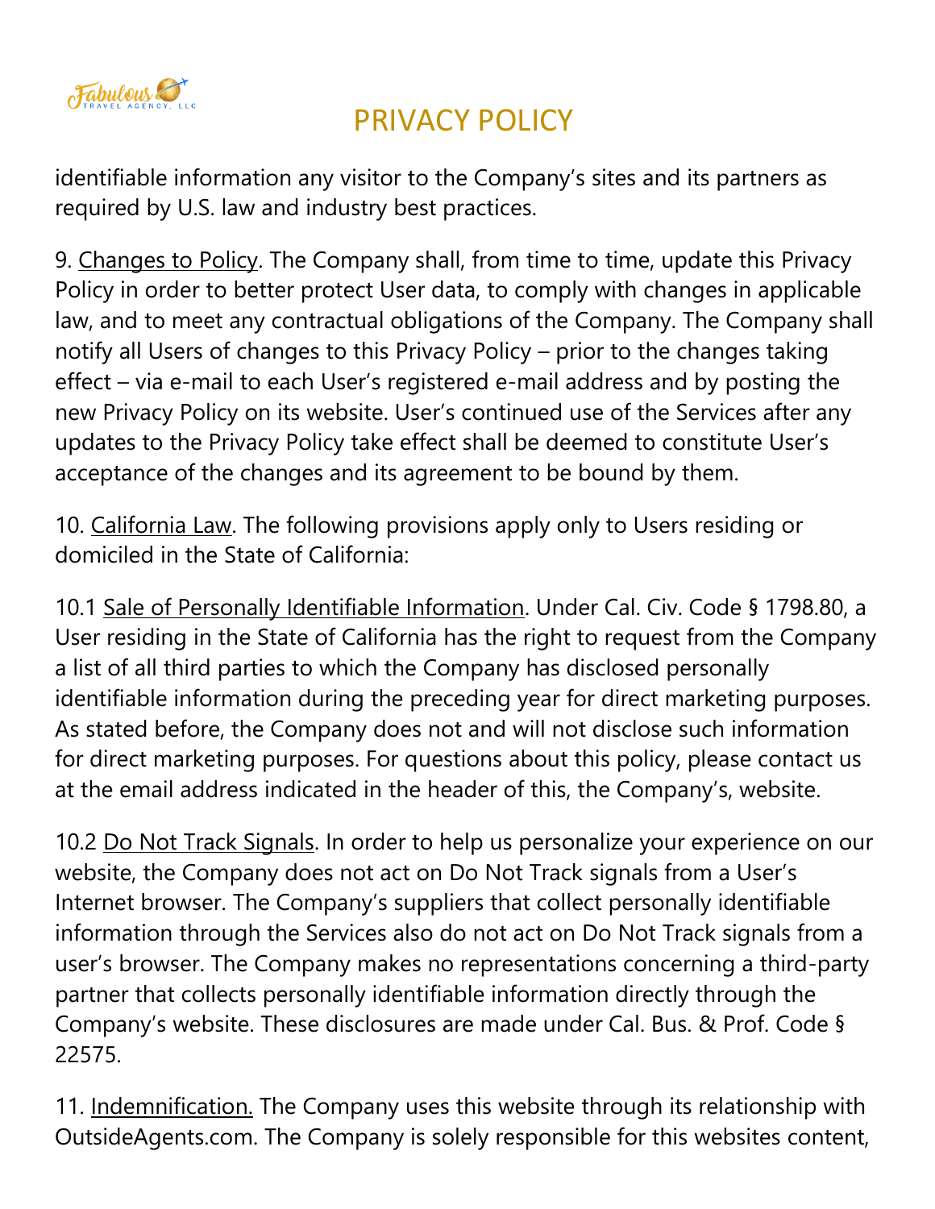identifiable information any visitor to the Company's sites and its partners as required by U.S. law and industry best practices.

9. Changes to Policy. The Company shall, from time to time, update this Privacy Policy in order to better protect User data, to comply with changes in applicable law, and to meet any contractual obligations of the Company. The Company shall notify all Users of changes to this Privacy Policy – prior to the changes taking effect – via e-mail to each User's registered e-mail address and by posting the new Privacy Policy on its website. User's continued use of the Services after any updates to the Privacy Policy take effect shall be deemed to constitute User's acceptance of the changes and its agreement to be bound by them.

10. California Law. The following provisions apply only to Users residing or domiciled in the State of California:

10.1 Sale of Personally Identifiable Information. Under Cal. Civ. Code § 1798.80, a User residing in the State of California has the right to request from the Company a list of all third parties to which the Company has disclosed personally identifiable information during the preceding year for direct marketing purposes. As stated before, the Company does not and will not disclose such information for direct marketing purposes. For questions about this policy, please contact us at the email address indicated in the header of this, the Company's, website.

10.2 Do Not Track Signals. In order to help us personalize your experience on our website, the Company does not act on Do Not Track signals from a User's Internet browser. The Company's suppliers that collect personally identifiable information through the Services also do not act on Do Not Track signals from a user's browser. The Company makes no representations concerning a third-party partner that collects personally identifiable information directly through the Company's website. These disclosures are made under Cal. Bus. & Prof. Code § 22575.

11. Indemnification. The Company uses this website through its relationship with OutsideAgents.com. The Company is solely responsible for this websites content,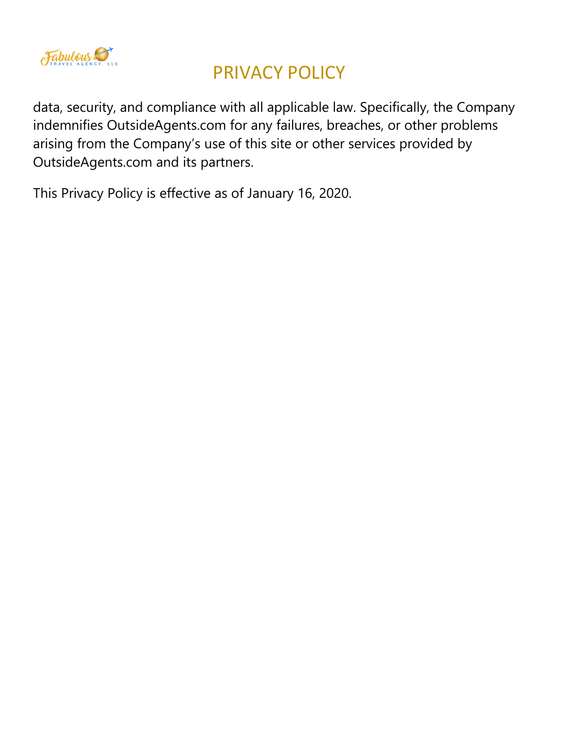data, security, and compliance with all applicable law. Specifically, the Company indemnifies OutsideAgents.com for any failures, breaches, or other problems arising from the Company's use of this site or other services provided by OutsideAgents.com and its partners.

This Privacy Policy is effective as of January 16, 2020.